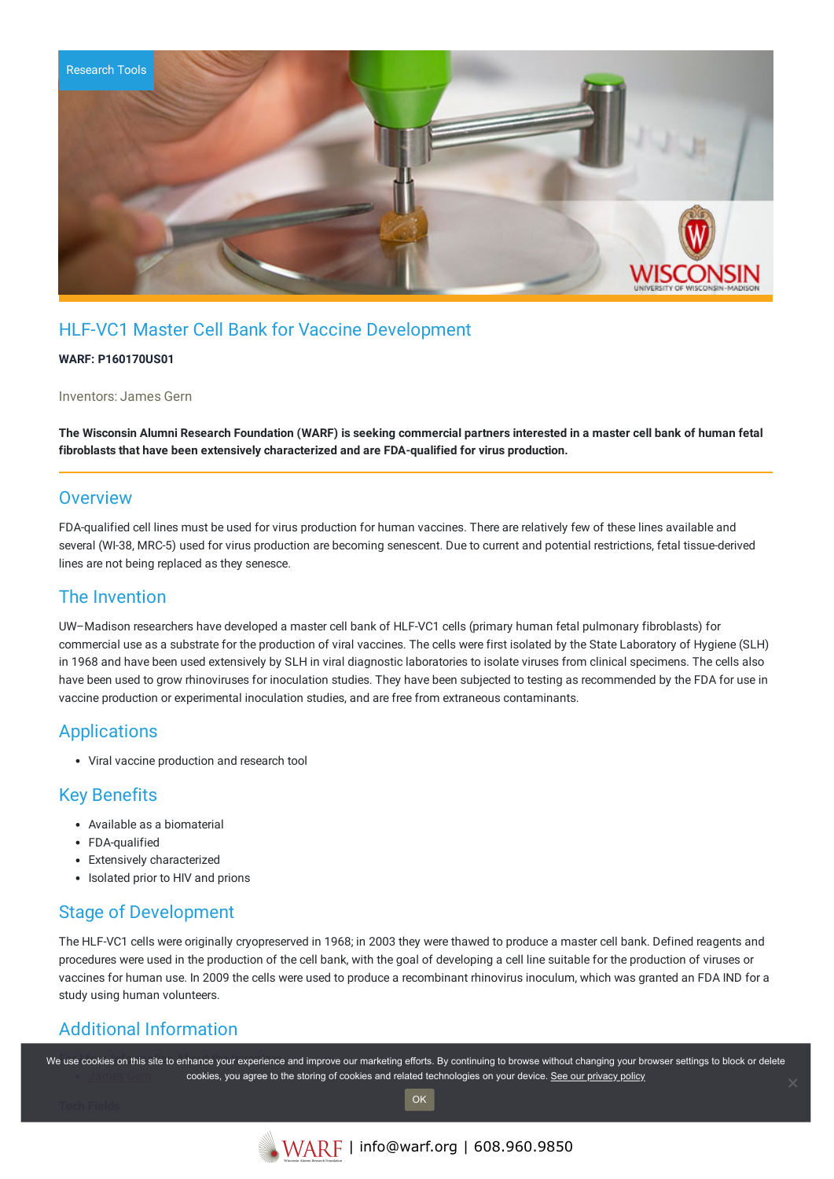Research Tools

# HLF-VC1 Master Cell Bank for Vaccine Development

**WARF: P160170US01**

Inventors: James Gern

**The Wisconsin Alumni Research Foundation (WARF) is seeking commercial partners interested in a master cell bank of human fetal fibroblasts that have been extensively characterized and are FDA-qualified for virus production.**

## Overview

FDA-qualified cell lines must be used for virus production for human vaccines. There are relatively few of these lines available and several (WI-38, MRC-5) used for virus production are becoming senescent. Due to current and potential restrictions, fetal tissue-derived lines are not being replaced as they senesce.

## The Invention

UW–Madison researchers have developed a master cell bank of HLF-VC1 cells (primary human fetal pulmonary fibroblasts) for commercial use as a substrate for the production of viral vaccines. The cells were first isolated by the State Laboratory of Hygiene (SLH) in 1968 and have been used extensively by SLH in viral diagnostic laboratories to isolate viruses from clinical specimens. The cells also have been used to grow rhinoviruses for inoculation studies. They have been subjected to testing as recommended by the FDA for use in vaccine production or experimental inoculation studies, and are free from extraneous contaminants.

## Applications

- Viral vaccine production and research tool

## Key Benefits

- Available as a biomaterial
- FDA-qualified
- Extensively characterized
- Isolated prior to HIV and prions

## Stage of Development

The HLF-VC1 cells were originally cryopreserved in 1968; in 2003 they were thawed to produce a master cell bank. Defined reagents and procedures were used in the production of the cell bank, with the goal of developing a cell line suitable for the production of viruses or vaccines for human use. In 2009 the cells were used to produce a recombinant rhinovirus inoculum, which was granted an FDA IND for a study using human volunteers.

## Additional Information

- James Gern

Tech Fields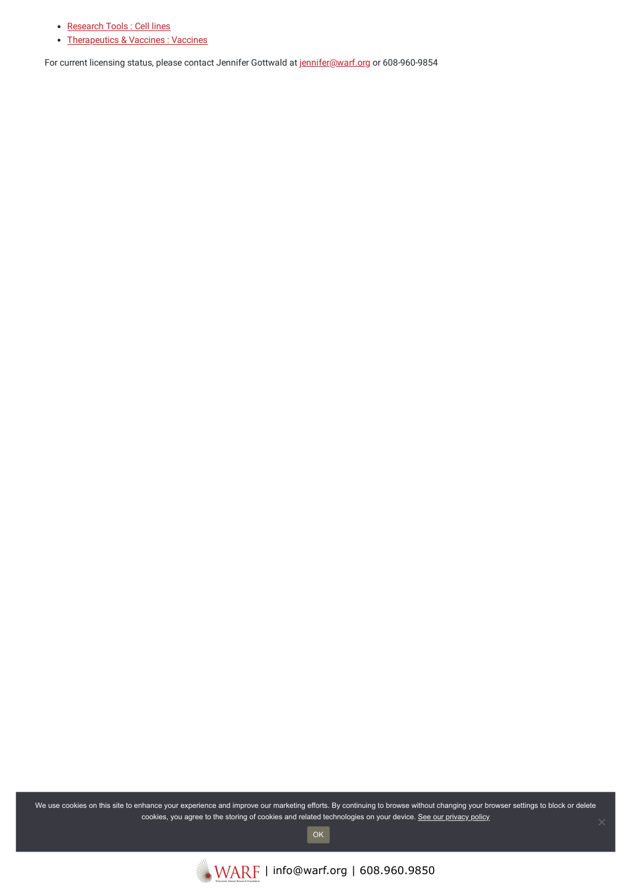- [Research Tools : Cell lines]
- [Therapeutics & Vaccines : Vaccines]

For current licensing status, please contact Jennifer Gottwald at jennifer@warf.org or 608-960-9854